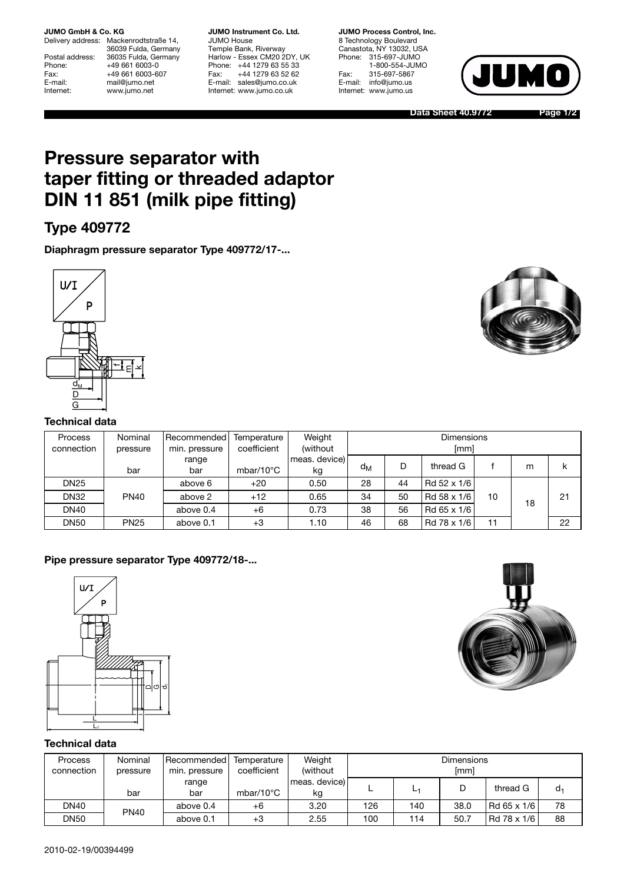**JUMO GmbH & Co. KG**
Delivery address: Mackenrodtstraße 14, 36039 Fulda, Germany
Postal address: 36035 Fulda, Germany
Phone: +49 661 6003-0
Fax: +49 661 6003-607
E-mail: mail@jumo.net
Internet: www.jumo.net

**JUMO Instrument Co. Ltd.**
JUMO House
Temple Bank, Riverway
Harlow - Essex CM20 2DY, UK
Phone: +44 1279 63 55 33
Fax: +44 1279 63 52 62
E-mail: sales@jumo.co.uk
Internet: www.jumo.co.uk

**JUMO Process Control, Inc.**
8 Technology Boulevard
Canastota, NY 13032, USA
Phone: 315-697-JUMO
1-800-554-JUMO
Fax: 315-697-5867
E-mail: info@jumo.us
Internet: www.jumo.us

**Data Sheet 40.9772**

# Pressure separator with taper fitting or threaded adaptor DIN 11 851 (milk pipe fitting)

## Type 409772

### Diaphragm pressure separator Type 409772/17-...

#### Technical data

| Process connection | Nominal pressure | Recommended min. pressure range | Temperature coefficient | Weight (without meas. device) | Dimensions [mm] | | | | | |
|---|---|---|---|---|---|---|---|---|---|---|
| | bar | bar | mbar/10°C | kg | $d_M$ | D | thread G | f | m | k |
| DN25 | PN40 | above 6 | +20 | 0.50 | 28 | 44 | Rd 52 x 1/6 | 10 | 18 | 21 |
| DN32 | PN40 | above 2 | +12 | 0.65 | 34 | 50 | Rd 58 x 1/6 | 10 | 18 | 21 |
| DN40 | PN40 | above 0.4 | +6 | 0.73 | 38 | 56 | Rd 65 x 1/6 | 10 | 18 | 21 |
| DN50 | PN25 | above 0.1 | +3 | 1.10 | 46 | 68 | Rd 78 x 1/6 | 11 | 18 | 22 |

### Pipe pressure separator Type 409772/18-...

#### Technical data

| Process connection | Nominal pressure | Recommended min. pressure range | Temperature coefficient | Weight (without meas. device) | Dimensions [mm] | | | | |
|---|---|---|---|---|---|---|---|---|---|
| | bar | bar | mbar/10°C | kg | L | $L_1$ | D | thread G | $d_1$ |
| DN40 | PN40 | above 0.4 | +6 | 3.20 | 126 | 140 | 38.0 | Rd 65 x 1/6 | 78 |
| DN50 | PN40 | above 0.1 | +3 | 2.55 | 100 | 114 | 50.7 | Rd 78 x 1/6 | 88 |

2010-02-19/00394499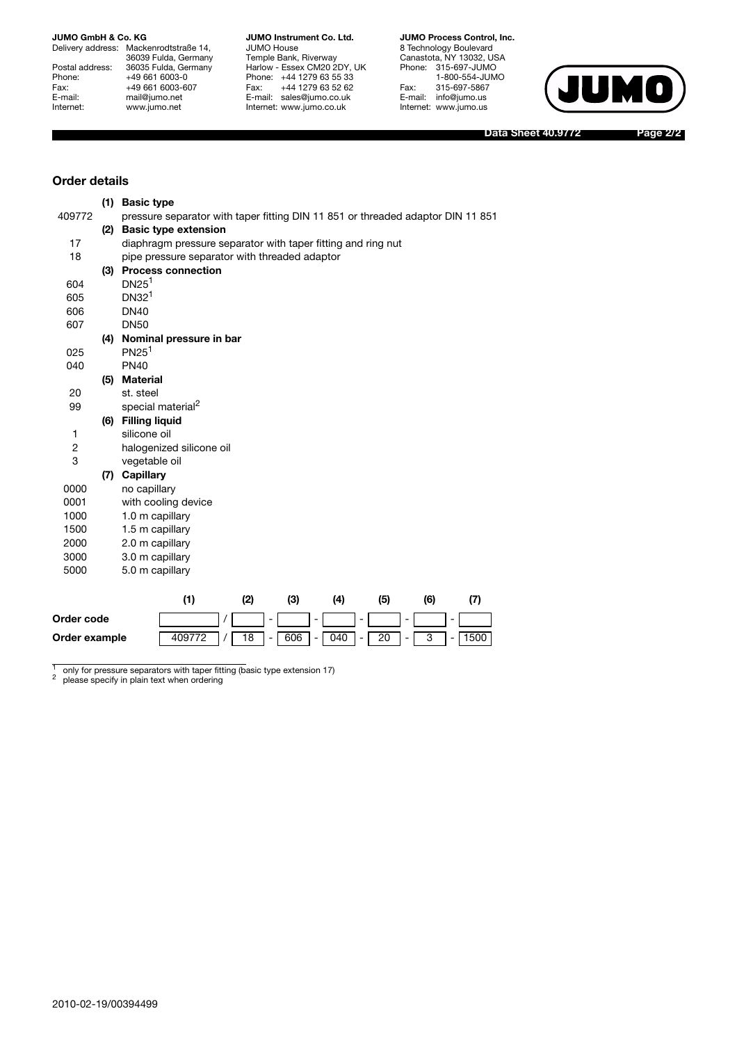## Order details

| | | |
|---|---|---|
| | **(1)** | **Basic type** |
| 409772 | | pressure separator with taper fitting DIN 11 851 or threaded adaptor DIN 11 851 |
| | **(2)** | **Basic type extension** |
| 17 | | diaphragm pressure separator with taper fitting and ring nut |
| 18 | | pipe pressure separator with threaded adaptor |
| | **(3)** | **Process connection** |
| 604 | | DN25[1] |
| 605 | | DN32[1] |
| 606 | | DN40 |
| 607 | | DN50 |
| | **(4)** | **Nominal pressure in bar** |
| 025 | | PN25[1] |
| 040 | | PN40 |
| | **(5)** | **Material** |
| 20 | | st. steel |
| 99 | | special material[2] |
| | **(6)** | **Filling liquid** |
| 1 | | silicone oil |
| 2 | | halogenized silicone oil |
| 3 | | vegetable oil |
| | **(7)** | **Capillary** |
| 0000 | | no capillary |
| 0001 | | with cooling device |
| 1000 | | 1.0 m capillary |
| 1500 | | 1.5 m capillary |
| 2000 | | 2.0 m capillary |
| 3000 | | 3.0 m capillary |
| 5000 | | 5.0 m capillary |

| | (1) | | (2) | | (3) | | (4) | | (5) | | (6) | | (7) |
|---|---|---|---|---|---|---|---|---|---|---|---|---|---|
| **Order code** | | / | | - | | - | | - | | - | | - | |
| **Order example** | 409772 | / | 18 | - | 606 | - | 040 | - | 20 | - | 3 | - | 1500 |

[1] only for pressure separators with taper fitting (basic type extension 17)
[2] please specify in plain text when ordering

2010-02-19/00394499